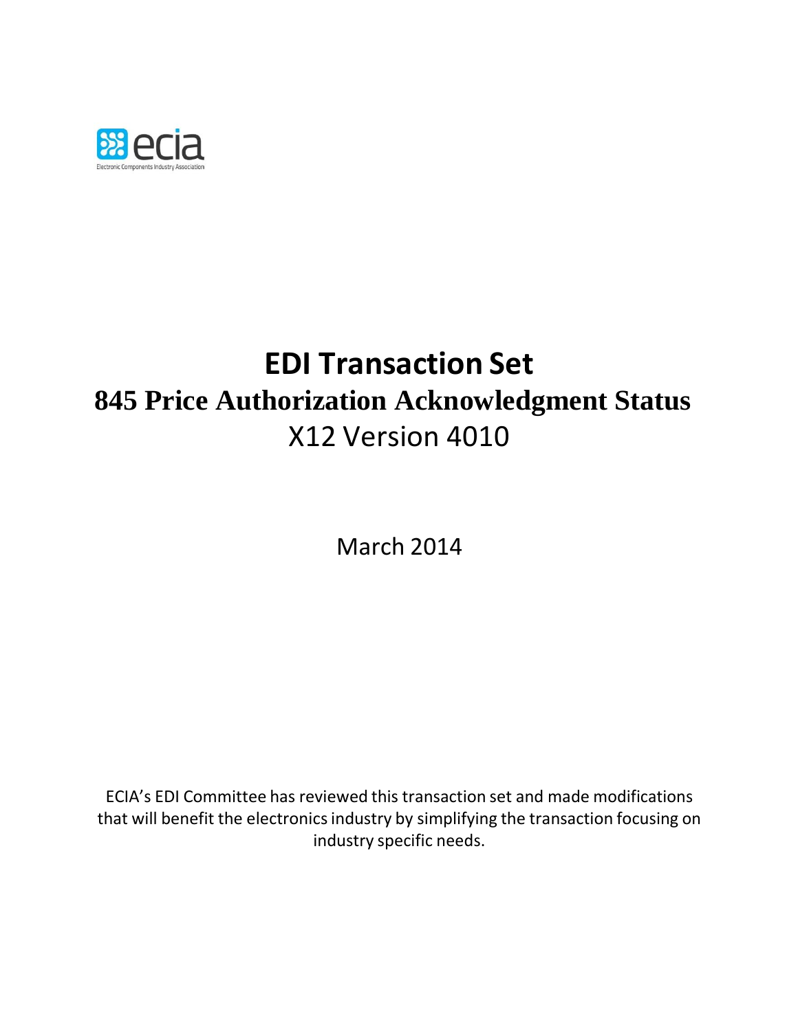ecia

Electronic Components Industry Association

# EDI Transaction Set

## 845 Price Authorization Acknowledgment Status

X12 Version 4010

March 2014

ECIA's EDI Committee has reviewed this transaction set and made modifications that will benefit the electronics industry by simplifying the transaction focusing on industry specific needs.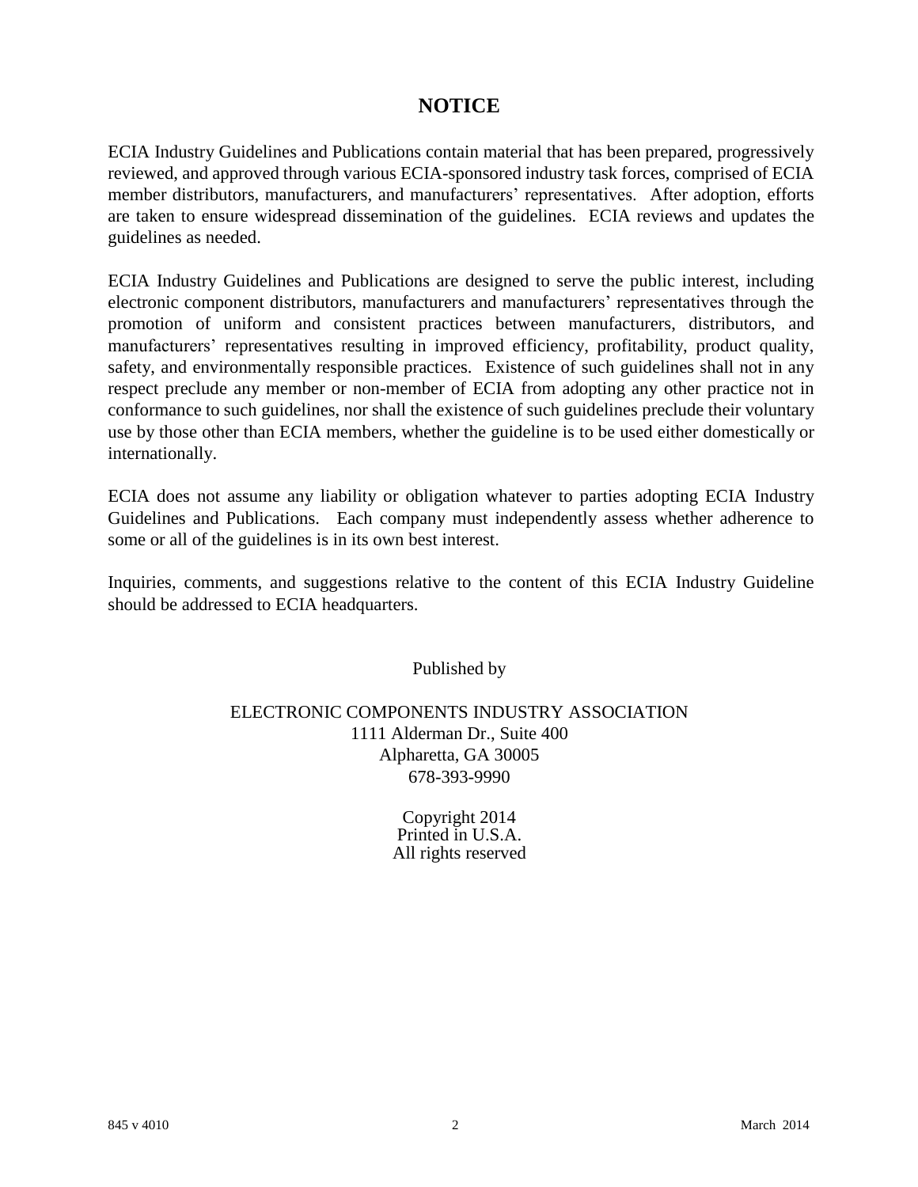# NOTICE

ECIA Industry Guidelines and Publications contain material that has been prepared, progressively reviewed, and approved through various ECIA-sponsored industry task forces, comprised of ECIA member distributors, manufacturers, and manufacturers' representatives. After adoption, efforts are taken to ensure widespread dissemination of the guidelines. ECIA reviews and updates the guidelines as needed.

ECIA Industry Guidelines and Publications are designed to serve the public interest, including electronic component distributors, manufacturers and manufacturers' representatives through the promotion of uniform and consistent practices between manufacturers, distributors, and manufacturers' representatives resulting in improved efficiency, profitability, product quality, safety, and environmentally responsible practices. Existence of such guidelines shall not in any respect preclude any member or non-member of ECIA from adopting any other practice not in conformance to such guidelines, nor shall the existence of such guidelines preclude their voluntary use by those other than ECIA members, whether the guideline is to be used either domestically or internationally.

ECIA does not assume any liability or obligation whatever to parties adopting ECIA Industry Guidelines and Publications. Each company must independently assess whether adherence to some or all of the guidelines is in its own best interest.

Inquiries, comments, and suggestions relative to the content of this ECIA Industry Guideline should be addressed to ECIA headquarters.

Published by

ELECTRONIC COMPONENTS INDUSTRY ASSOCIATION
1111 Alderman Dr., Suite 400
Alpharetta, GA 30005
678-393-9990

Copyright 2014
Printed in U.S.A.
All rights reserved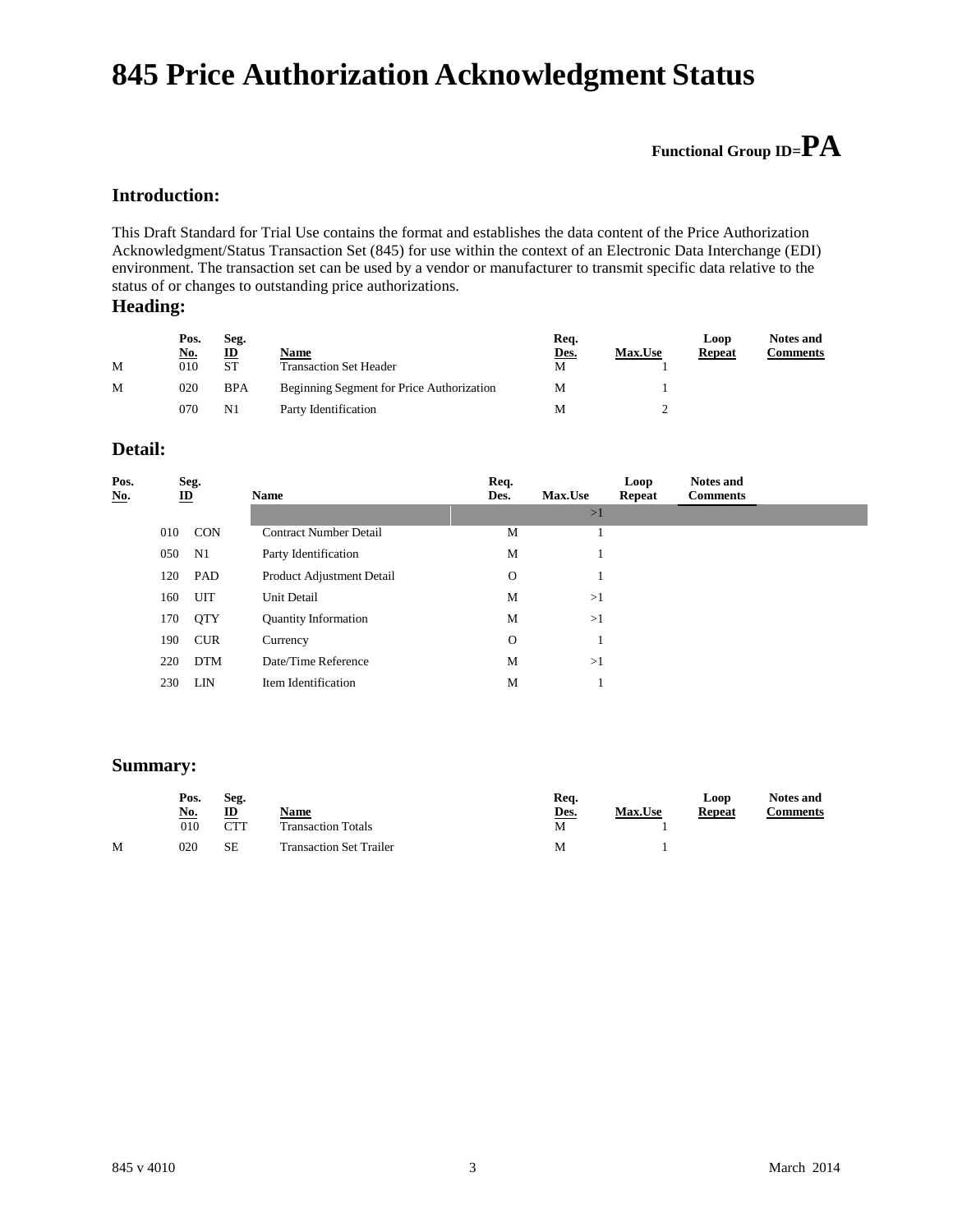# 845 Price Authorization Acknowledgment Status

**Functional Group ID=PA**

## Introduction:

This Draft Standard for Trial Use contains the format and establishes the data content of the Price Authorization Acknowledgment/Status Transaction Set (845) for use within the context of an Electronic Data Interchange (EDI) environment. The transaction set can be used by a vendor or manufacturer to transmit specific data relative to the status of or changes to outstanding price authorizations.

## Heading:

| | Pos. No. | Seg. ID | Name | Req. Des. | Max.Use | Loop Repeat | Notes and Comments |
|---|---|---|---|---|---|---|---|
| M | 010 | ST | Transaction Set Header | M | 1 | | |
| M | 020 | BPA | Beginning Segment for Price Authorization | M | 1 | | |
| | 070 | N1 | Party Identification | M | 2 | | |

## Detail:

| Pos. No. | Seg. ID | Name | Req. Des. | Max.Use | Loop Repeat | Notes and Comments |
|---|---|---|---|---|---|---|
| | | | | >1 | | |
| 010 | CON | Contract Number Detail | M | 1 | | |
| 050 | N1 | Party Identification | M | 1 | | |
| 120 | PAD | Product Adjustment Detail | O | 1 | | |
| 160 | UIT | Unit Detail | M | >1 | | |
| 170 | QTY | Quantity Information | M | >1 | | |
| 190 | CUR | Currency | O | 1 | | |
| 220 | DTM | Date/Time Reference | M | >1 | | |
| 230 | LIN | Item Identification | M | 1 | | |

## Summary:

| | Pos. No. | Seg. ID | Name | Req. Des. | Max.Use | Loop Repeat | Notes and Comments |
|---|---|---|---|---|---|---|---|
| | 010 | CTT | Transaction Totals | M | 1 | | |
| M | 020 | SE | Transaction Set Trailer | M | 1 | | |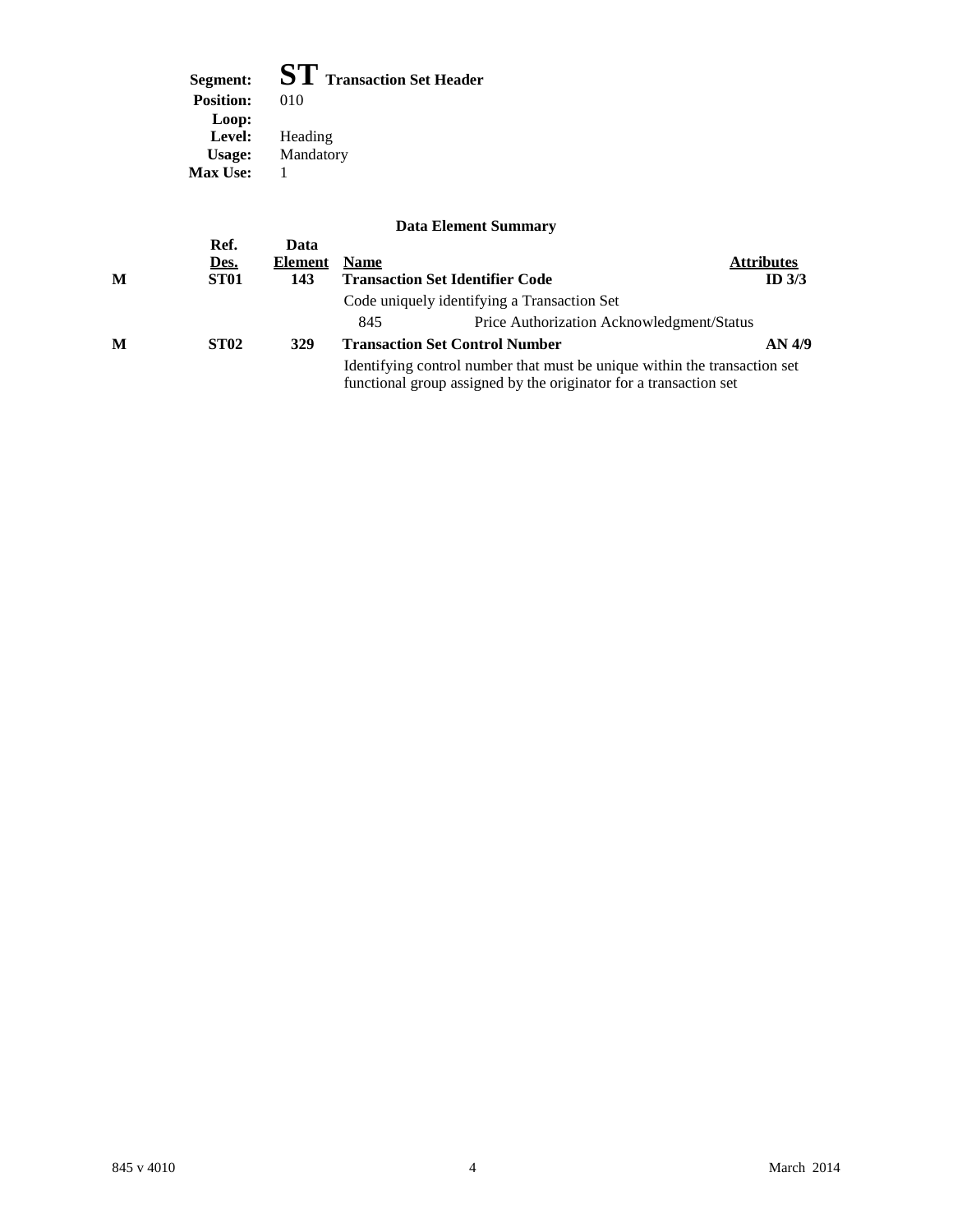**Segment:** **ST** **Transaction Set Header**
**Position:** 010
**Loop:**
**Level:** Heading
**Usage:** Mandatory
**Max Use:** 1

### Data Element Summary

| | Ref. Des. | Data Element | Name | Attributes |
|---|---|---|---|---|
| **M** | **ST01** | **143** | **Transaction Set Identifier Code** | **ID 3/3** |
| | | | Code uniquely identifying a Transaction Set | |
| | | | 845 Price Authorization Acknowledgment/Status | |
| **M** | **ST02** | **329** | **Transaction Set Control Number** | **AN 4/9** |
| | | | Identifying control number that must be unique within the transaction set functional group assigned by the originator for a transaction set | |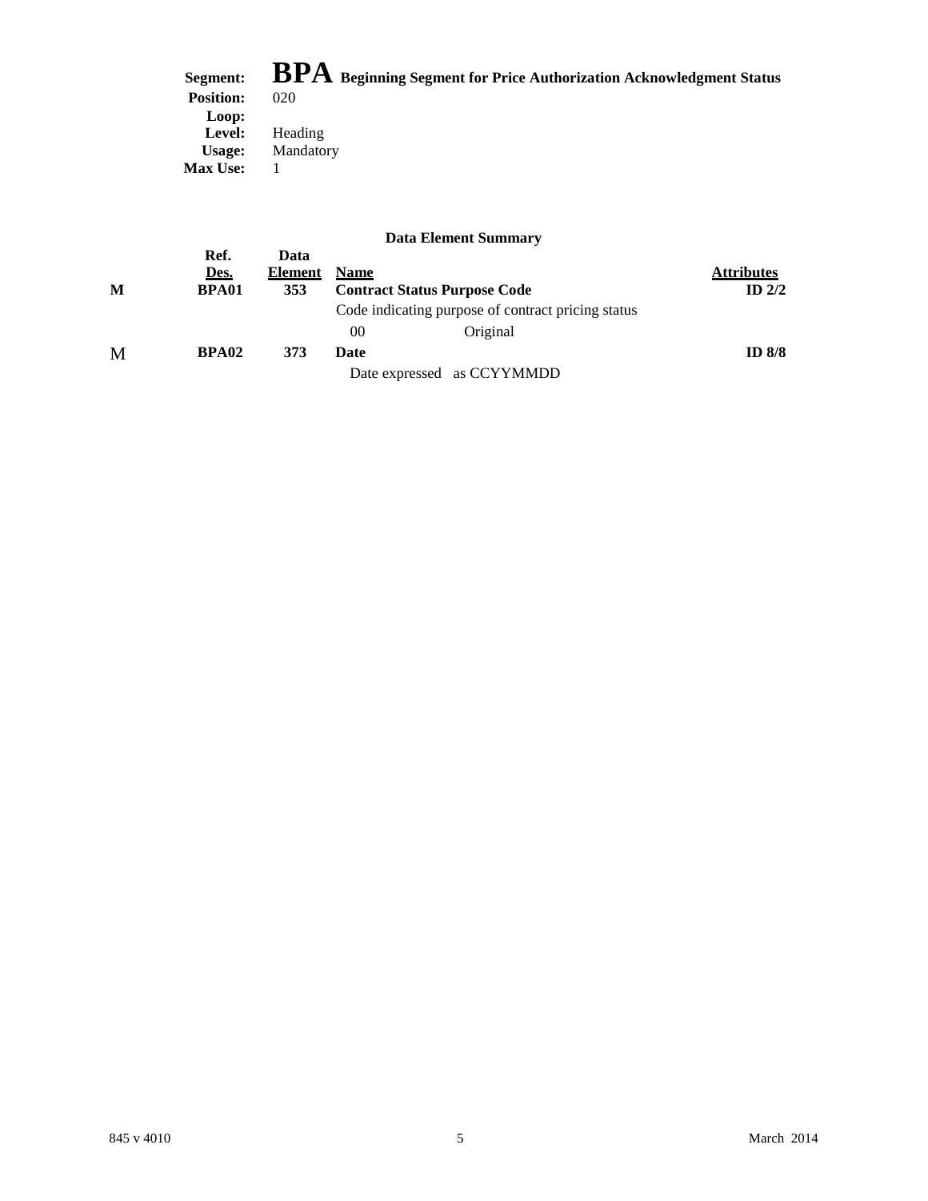**Segment:** **BPA** **Beginning Segment for Price Authorization Acknowledgment Status**
**Position:** 020
**Loop:**
**Level:** Heading
**Usage:** Mandatory
**Max Use:** 1

### Data Element Summary

| | Ref. Des. | Data Element | Name | Attributes |
|---|---|---|---|---|
| M | **BPA01** | **353** | **Contract Status Purpose Code** | **ID 2/2** |
| | | | Code indicating purpose of contract pricing status | |
| | | | 00 Original | |
| M | **BPA02** | **373** | **Date** | **ID 8/8** |
| | | | Date expressed as CCYYMMDD | |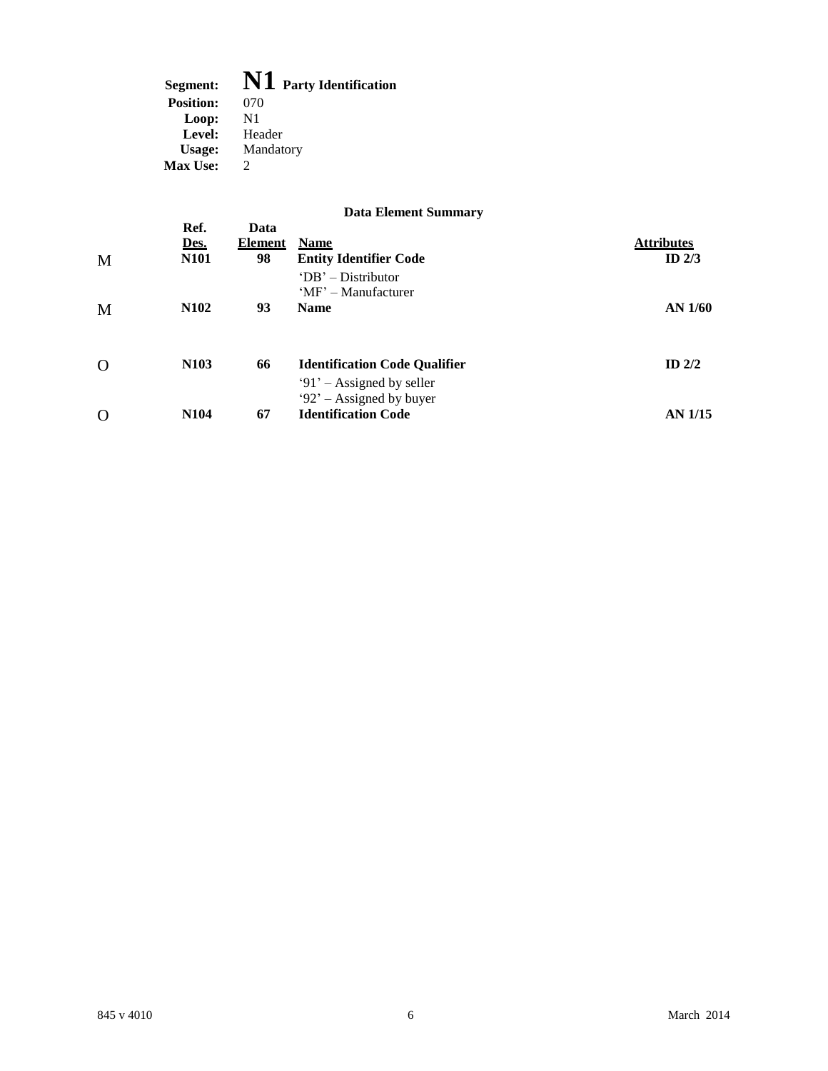**Segment:** **N1 Party Identification**
**Position:** 070
**Loop:** N1
**Level:** Header
**Usage:** Mandatory
**Max Use:** 2

### Data Element Summary

| | Ref. Des. | Data Element | Name | Attributes |
|---|---|---|---|---|
| M | **N101** | **98** | **Entity Identifier Code**<br>'DB' – Distributor<br>'MF' – Manufacturer | **ID 2/3** |
| M | **N102** | **93** | **Name** | **AN 1/60** |
| O | **N103** | **66** | **Identification Code Qualifier**<br>'91' – Assigned by seller<br>'92' – Assigned by buyer | **ID 2/2** |
| O | **N104** | **67** | **Identification Code** | **AN 1/15** |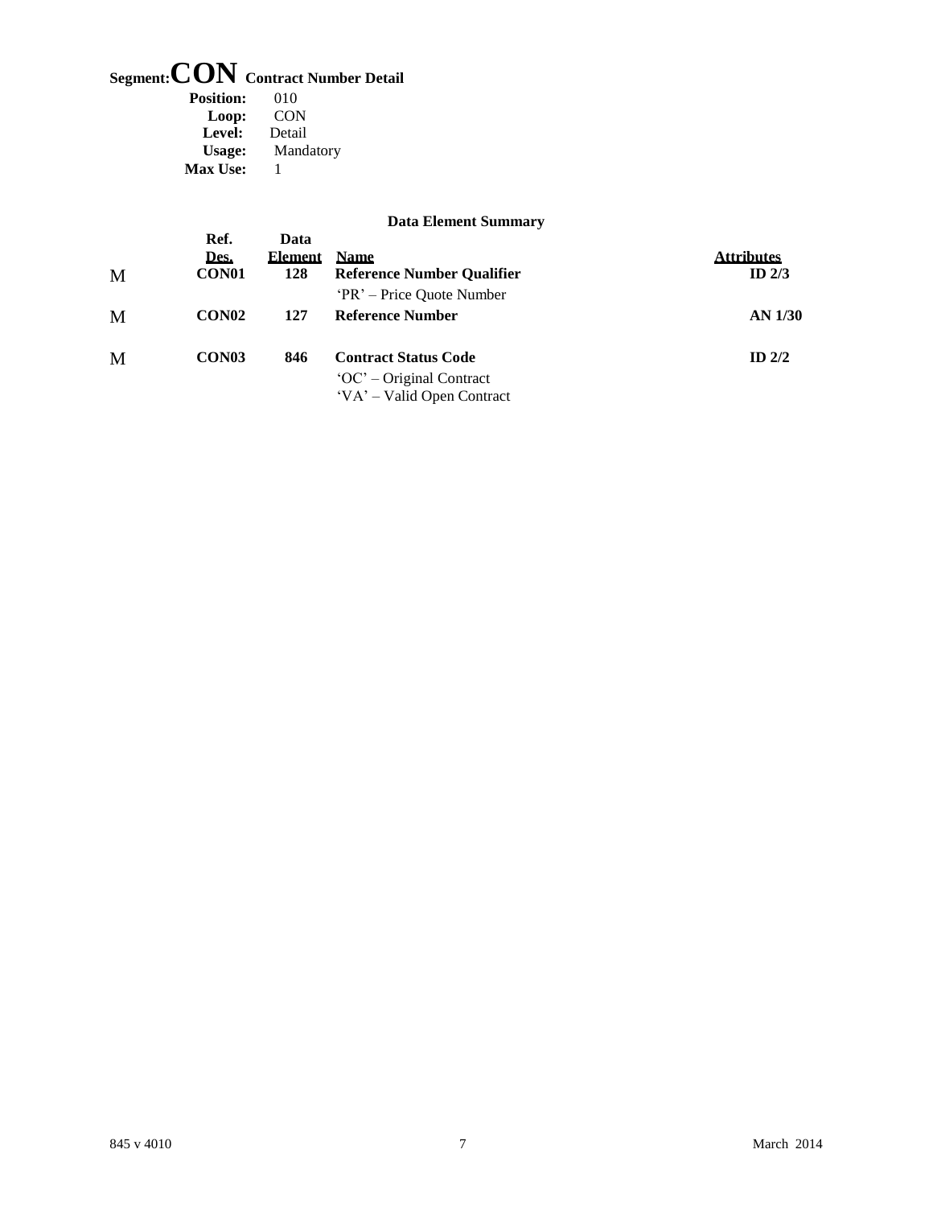# Segment: CON Contract Number Detail

**Position:** 010
**Loop:** CON
**Level:** Detail
**Usage:** Mandatory
**Max Use:** 1

### Data Element Summary

| | Ref. Des. | Data Element | Name | Attributes |
|---|---|---|---|---|
| M | **CON01** | **128** | **Reference Number Qualifier**<br>'PR' – Price Quote Number | **ID 2/3** |
| M | **CON02** | **127** | **Reference Number** | **AN 1/30** |
| M | **CON03** | **846** | **Contract Status Code**<br>'OC' – Original Contract<br>'VA' – Valid Open Contract | **ID 2/2** |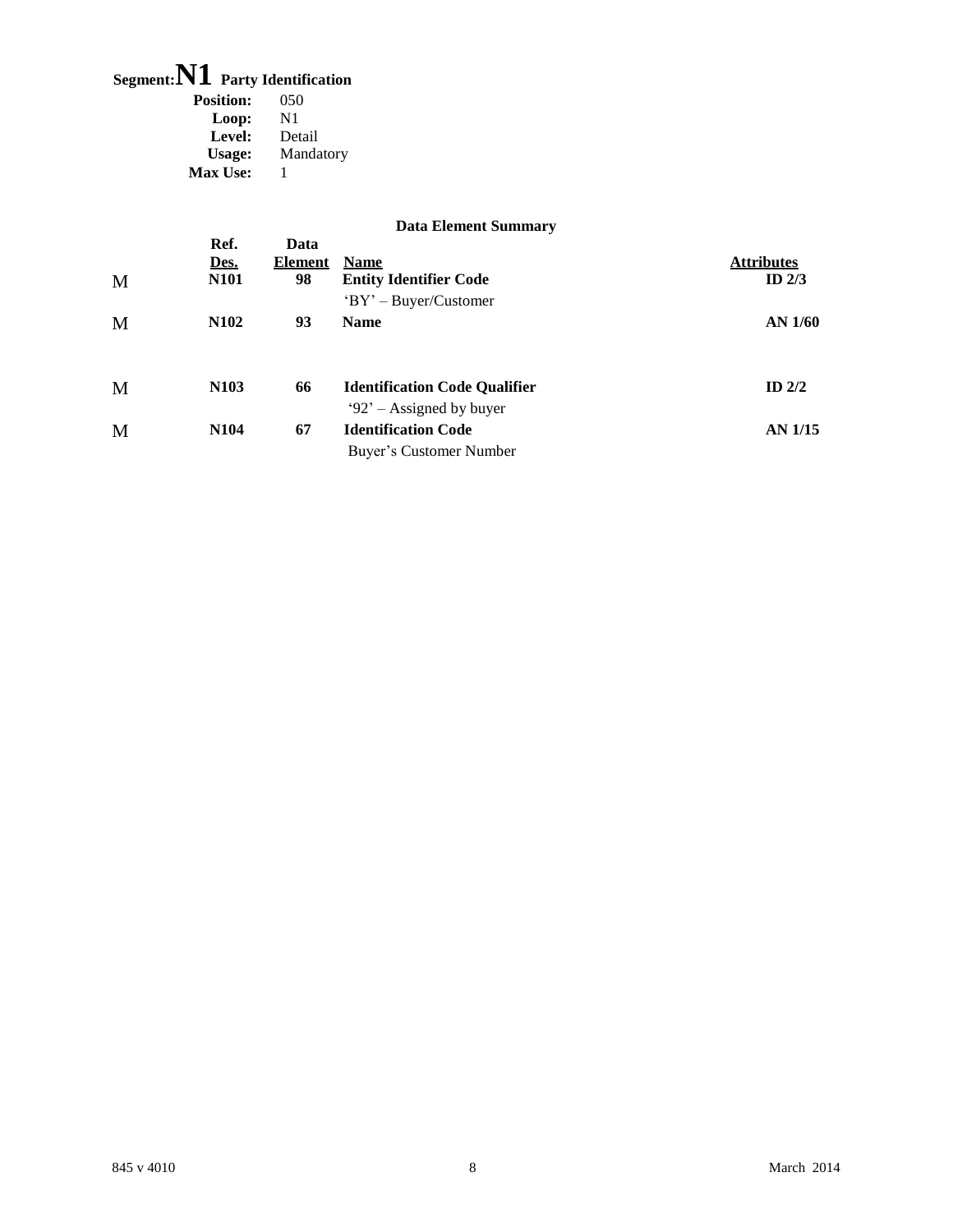# Segment: N1 Party Identification

**Position:** 050
**Loop:** N1
**Level:** Detail
**Usage:** Mandatory
**Max Use:** 1

### Data Element Summary

| | Ref. Des. | Data Element | Name | Attributes |
|---|---|---|---|---|
| M | **N101** | **98** | **Entity Identifier Code**<br>'BY' – Buyer/Customer | **ID 2/3** |
| M | **N102** | **93** | **Name** | **AN 1/60** |
| M | **N103** | **66** | **Identification Code Qualifier**<br>'92' – Assigned by buyer | **ID 2/2** |
| M | **N104** | **67** | **Identification Code**<br>Buyer's Customer Number | **AN 1/15** |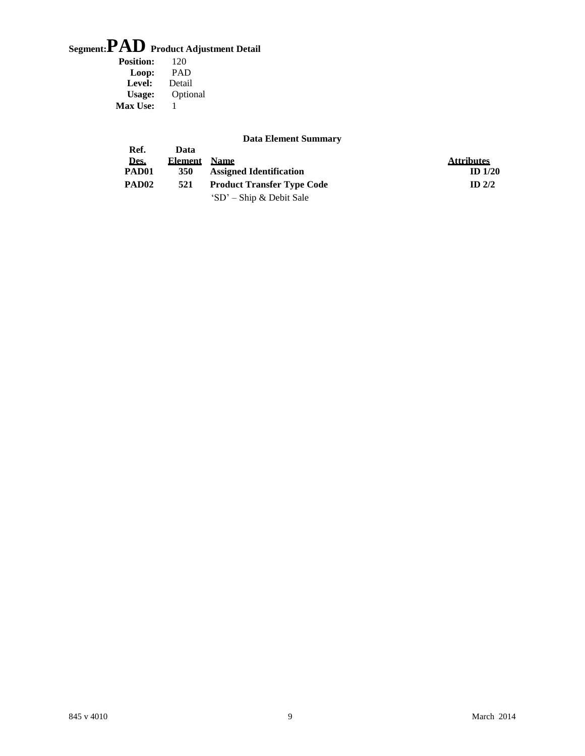# Segment: PAD Product Adjustment Detail

**Position:** 120
**Loop:** PAD
**Level:** Detail
**Usage:** Optional
**Max Use:** 1

### Data Element Summary

| Ref. Des. | Data Element | Name | Attributes |
|---|---|---|---|
| **PAD01** | **350** | **Assigned Identification** | **ID 1/20** |
| **PAD02** | **521** | **Product Transfer Type Code** | **ID 2/2** |
| | | 'SD' – Ship & Debit Sale | |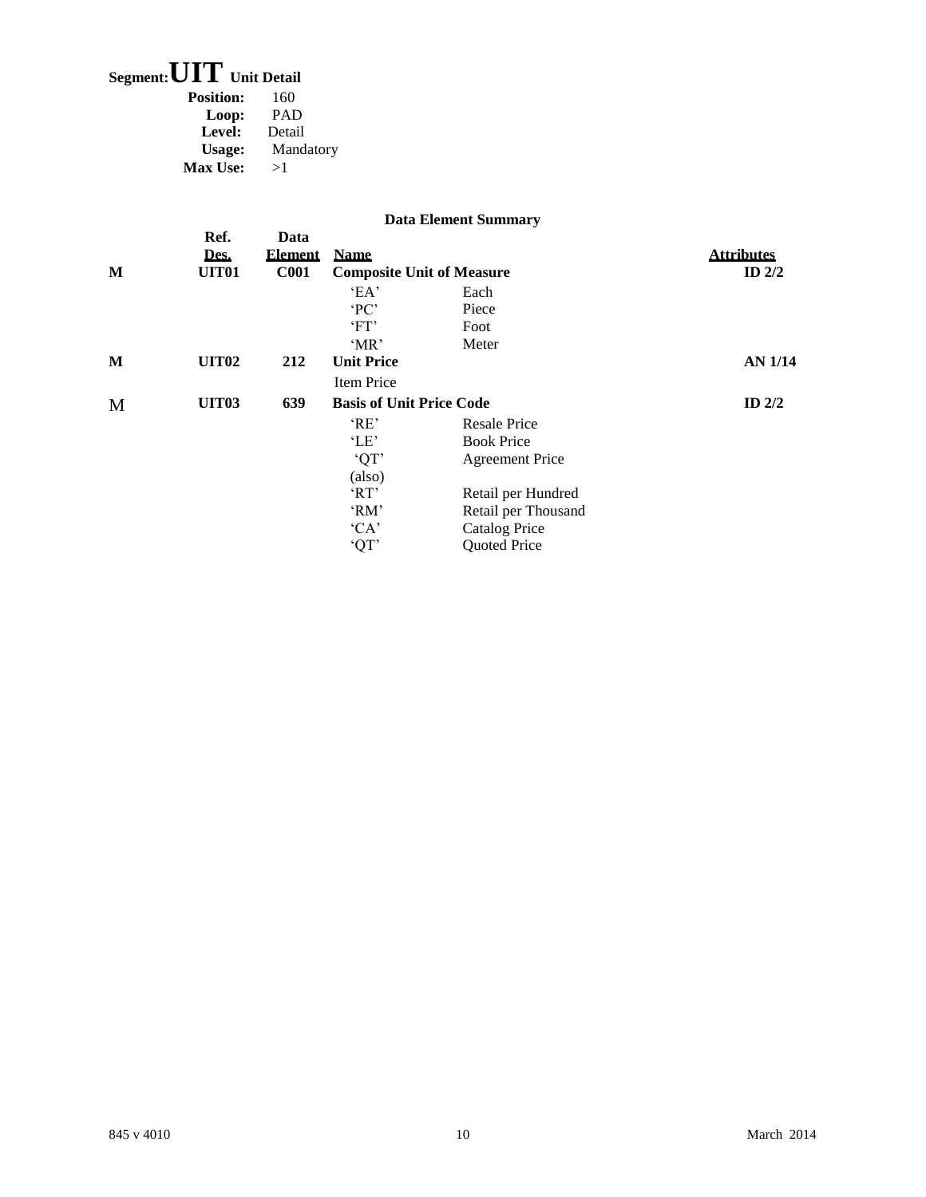# Segment: UIT Unit Detail

**Position:** 160
**Loop:** PAD
**Level:** Detail
**Usage:** Mandatory
**Max Use:** >1

### Data Element Summary

| | Ref. Des. | Data Element | Name | | Attributes |
|---|---|---|---|---|---|
| **M** | **UIT01** | **C001** | **Composite Unit of Measure** | | **ID 2/2** |
| | | | 'EA' | Each | |
| | | | 'PC' | Piece | |
| | | | 'FT' | Foot | |
| | | | 'MR' | Meter | |
| **M** | **UIT02** | **212** | **Unit Price** | | **AN 1/14** |
| | | | Item Price | | |
| M | **UIT03** | **639** | **Basis of Unit Price Code** | | **ID 2/2** |
| | | | 'RE' | Resale Price | |
| | | | 'LE' | Book Price | |
| | | | 'QT' | Agreement Price | |
| | | | (also) | | |
| | | | 'RT' | Retail per Hundred | |
| | | | 'RM' | Retail per Thousand | |
| | | | 'CA' | Catalog Price | |
| | | | 'QT' | Quoted Price | |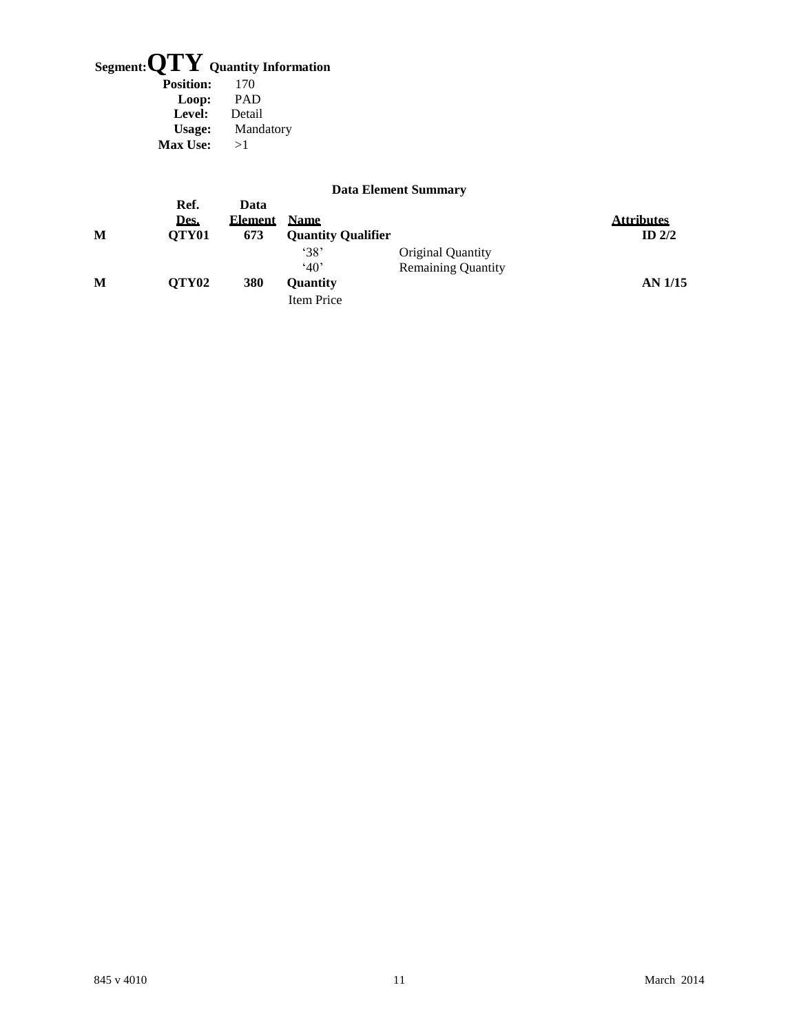# Segment: QTY Quantity Information

**Position:** 170
**Loop:** PAD
**Level:** Detail
**Usage:** Mandatory
**Max Use:** >1

### Data Element Summary

| | Ref. Des. | Data Element | Name | | Attributes |
|---|---|---|---|---|---|
| **M** | **QTY01** | **673** | **Quantity Qualifier** | | **ID 2/2** |
| | | | '38' | Original Quantity | |
| | | | '40' | Remaining Quantity | |
| **M** | **QTY02** | **380** | **Quantity** | | **AN 1/15** |
| | | | Item Price | | |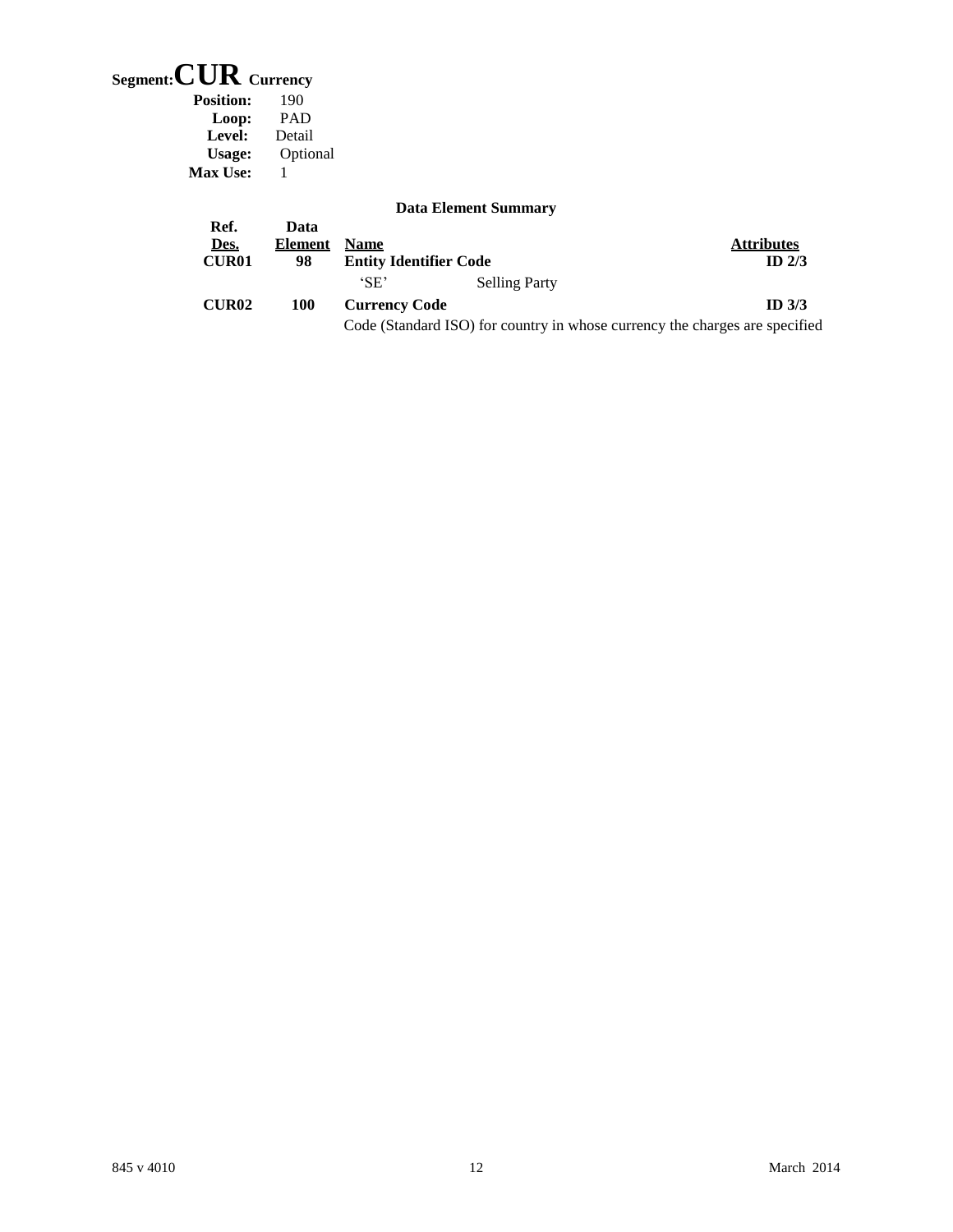# Segment: CUR Currency

**Position:** 190
**Loop:** PAD
**Level:** Detail
**Usage:** Optional
**Max Use:** 1

### Data Element Summary

| Ref. Des. | Data Element | Name | | Attributes |
|---|---|---|---|---|
| **CUR01** | **98** | **Entity Identifier Code** | | **ID 2/3** |
| | | 'SE' | Selling Party | |
| **CUR02** | **100** | **Currency Code** | | **ID 3/3** |
| | | Code (Standard ISO) for country in whose currency the charges are specified | | |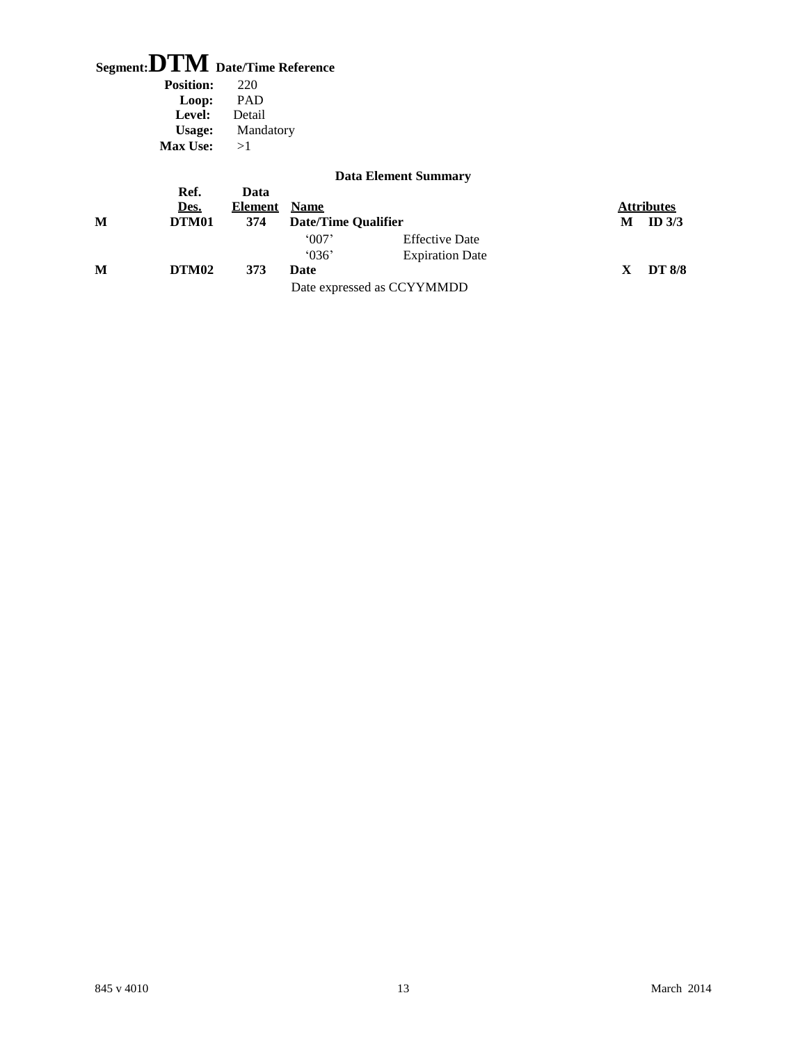# Segment: DTM Date/Time Reference

**Position:** 220
**Loop:** PAD
**Level:** Detail
**Usage:** Mandatory
**Max Use:** >1

### Data Element Summary

| | Ref. Des. | Data Element | Name | | Attributes | |
|---|---|---|---|---|---|---|
| M | DTM01 | 374 | **Date/Time Qualifier** | | M | ID 3/3 |
| | | | '007' | Effective Date | | |
| | | | '036' | Expiration Date | | |
| M | DTM02 | 373 | **Date** | | X | DT 8/8 |
| | | | Date expressed as CCYYMMDD | | | |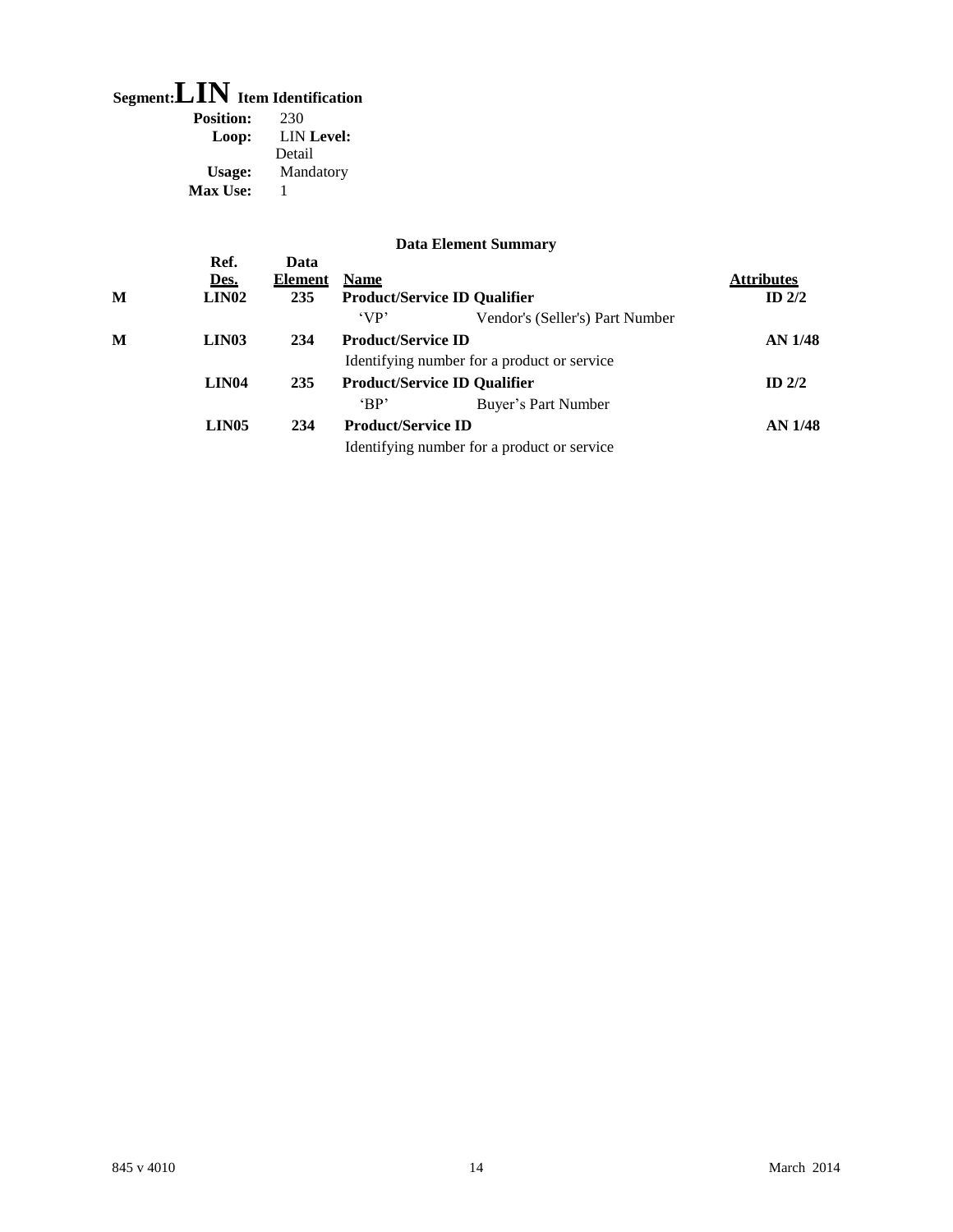# Segment: LIN Item Identification

**Position:** 230
**Loop:** LIN **Level:** Detail
**Usage:** Mandatory
**Max Use:** 1

### Data Element Summary

| | Ref. Des. | Data Element | Name | | Attributes |
|---|---|---|---|---|---|
| **M** | **LIN02** | **235** | **Product/Service ID Qualifier** | | **ID 2/2** |
| | | | 'VP' | Vendor's (Seller's) Part Number | |
| **M** | **LIN03** | **234** | **Product/Service ID** | | **AN 1/48** |
| | | | Identifying number for a product or service | | |
| | **LIN04** | **235** | **Product/Service ID Qualifier** | | **ID 2/2** |
| | | | 'BP' | Buyer's Part Number | |
| | **LIN05** | **234** | **Product/Service ID** | | **AN 1/48** |
| | | | Identifying number for a product or service | | |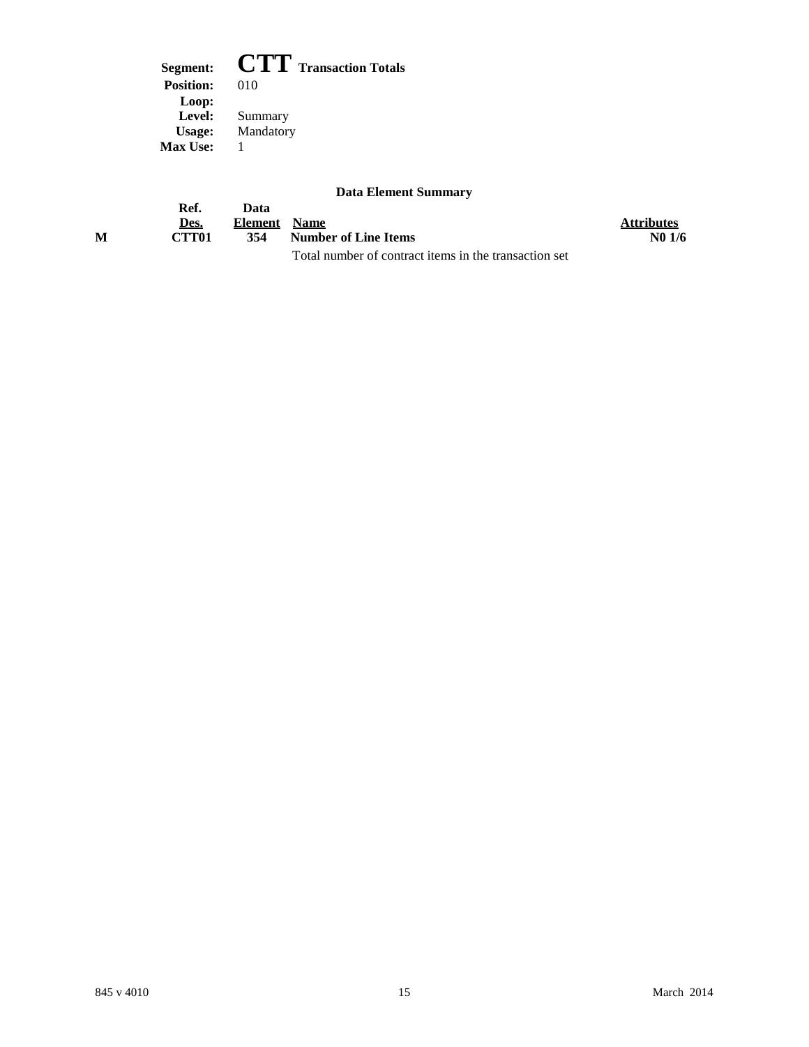**Segment:** **CTT** **Transaction Totals**
**Position:** 010
**Loop:**
**Level:** Summary
**Usage:** Mandatory
**Max Use:** 1

### Data Element Summary

| | Ref. Des. | Data Element | Name | Attributes |
|---|---|---|---|---|
| M | CTT01 | 354 | **Number of Line Items** | N0 1/6 |
| | | | Total number of contract items in the transaction set | |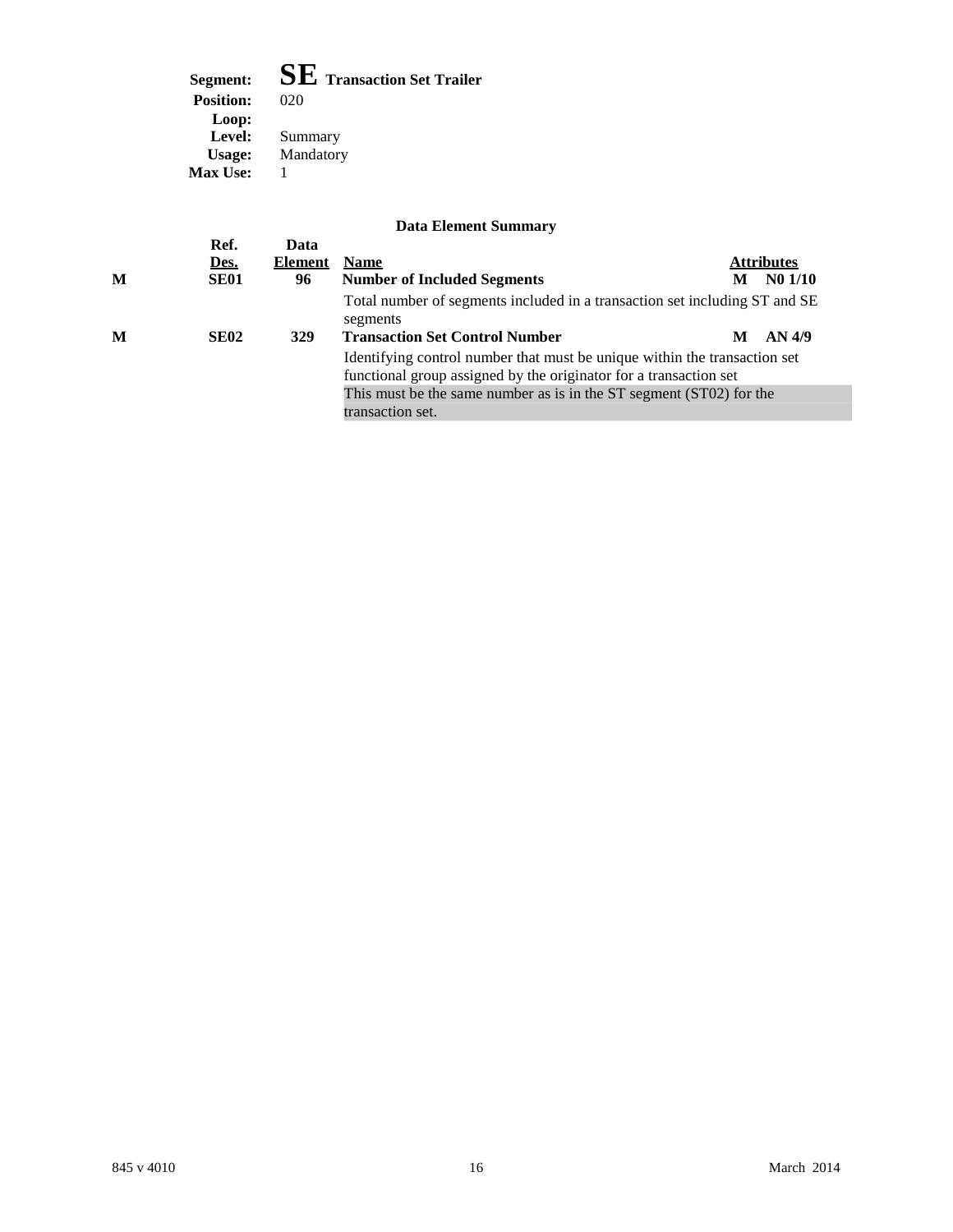**Segment:** **SE** **Transaction Set Trailer**
**Position:** 020
**Loop:**
**Level:** Summary
**Usage:** Mandatory
**Max Use:** 1

### Data Element Summary

| | Ref. Des. | Data Element | Name | Attributes |
|---|---|---|---|---|
| M | SE01 | 96 | **Number of Included Segments**<br>Total number of segments included in a transaction set including ST and SE segments | M N0 1/10 |
| M | SE02 | 329 | **Transaction Set Control Number**<br>Identifying control number that must be unique within the transaction set functional group assigned by the originator for a transaction set<br>This must be the same number as is in the ST segment (ST02) for the transaction set. | M AN 4/9 |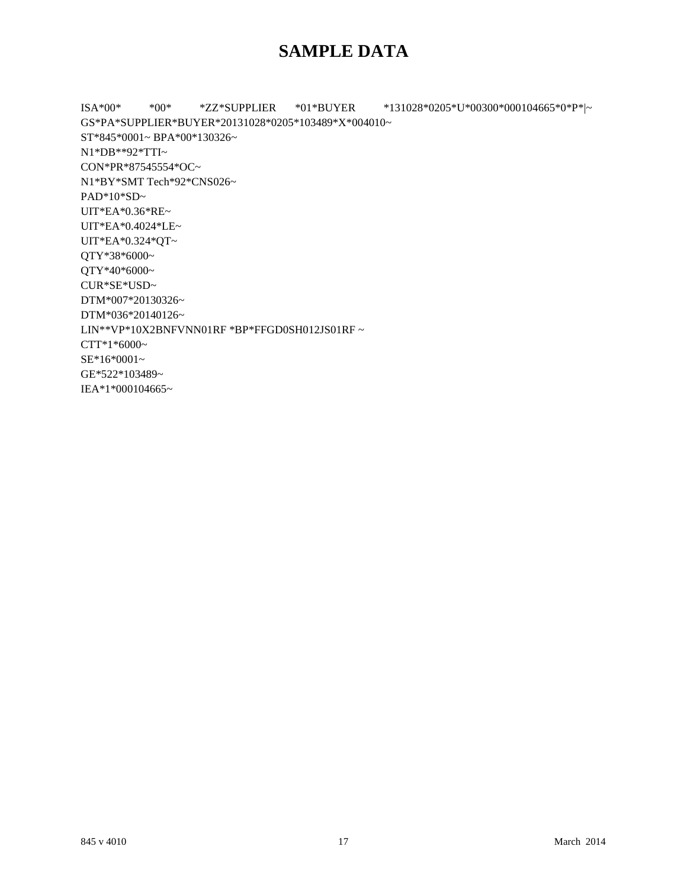# SAMPLE DATA

```
ISA*00*          *00*          *ZZ*SUPPLIER       *01*BUYER          *131028*0205*U*00300*000104665*0*P*|~
GS*PA*SUPPLIER*BUYER*20131028*0205*103489*X*004010~
ST*845*0001~ BPA*00*130326~
N1*DB**92*TTI~
CON*PR*87545554*OC~
N1*BY*SMT Tech*92*CNS026~
PAD*10*SD~
UIT*EA*0.36*RE~
UIT*EA*0.4024*LE~
UIT*EA*0.324*QT~
QTY*38*6000~
QTY*40*6000~
CUR*SE*USD~
DTM*007*20130326~
DTM*036*20140126~
LIN**VP*10X2BNFVNN01RF *BP*FFGD0SH012JS01RF ~
CTT*1*6000~
SE*16*0001~
GE*522*103489~
IEA*1*000104665~
```